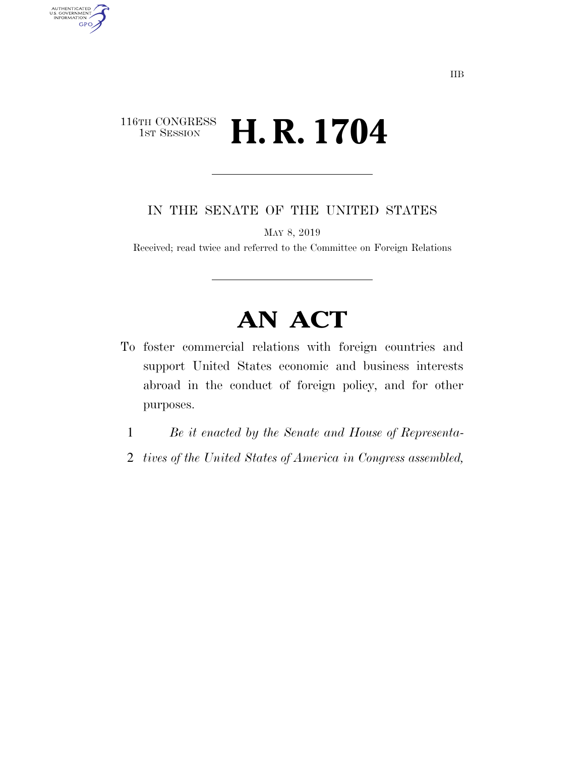116TH CONGRESS
1ST SESSION

# H. R. 1704

IN THE SENATE OF THE UNITED STATES

MAY 8, 2019

Received; read twice and referred to the Committee on Foreign Relations

# AN ACT

To foster commercial relations with foreign countries and support United States economic and business interests abroad in the conduct of foreign policy, and for other purposes.

1 *Be it enacted by the Senate and House of Representa-*
2 *tives of the United States of America in Congress assembled,*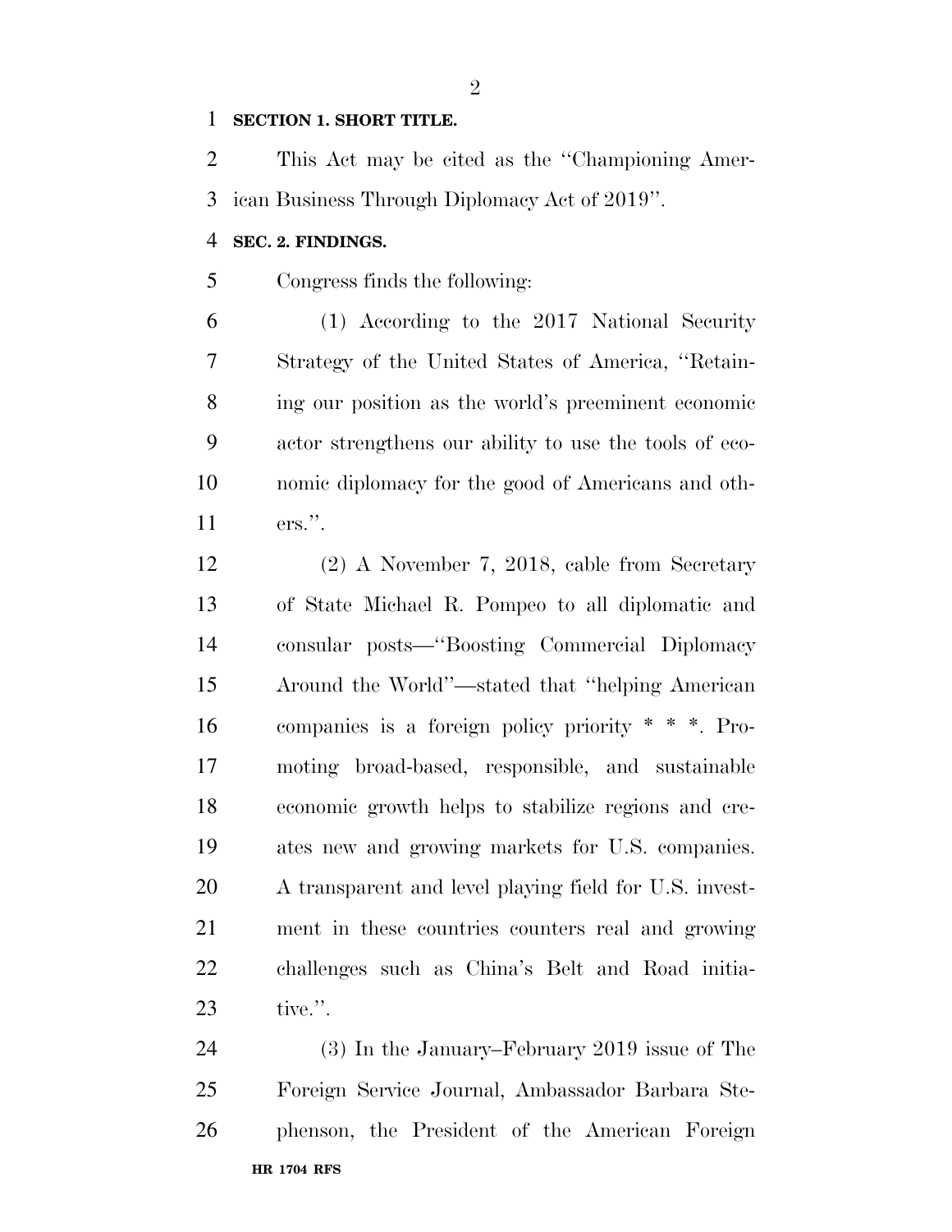**SECTION 1. SHORT TITLE.**

This Act may be cited as the "Championing American Business Through Diplomacy Act of 2019".

**SEC. 2. FINDINGS.**

Congress finds the following:

(1) According to the 2017 National Security Strategy of the United States of America, "Retaining our position as the world's preeminent economic actor strengthens our ability to use the tools of economic diplomacy for the good of Americans and others.".

(2) A November 7, 2018, cable from Secretary of State Michael R. Pompeo to all diplomatic and consular posts—"Boosting Commercial Diplomacy Around the World"—stated that "helping American companies is a foreign policy priority * * *. Promoting broad-based, responsible, and sustainable economic growth helps to stabilize regions and creates new and growing markets for U.S. companies. A transparent and level playing field for U.S. investment in these countries counters real and growing challenges such as China's Belt and Road initiative.".

(3) In the January–February 2019 issue of The Foreign Service Journal, Ambassador Barbara Stephenson, the President of the American Foreign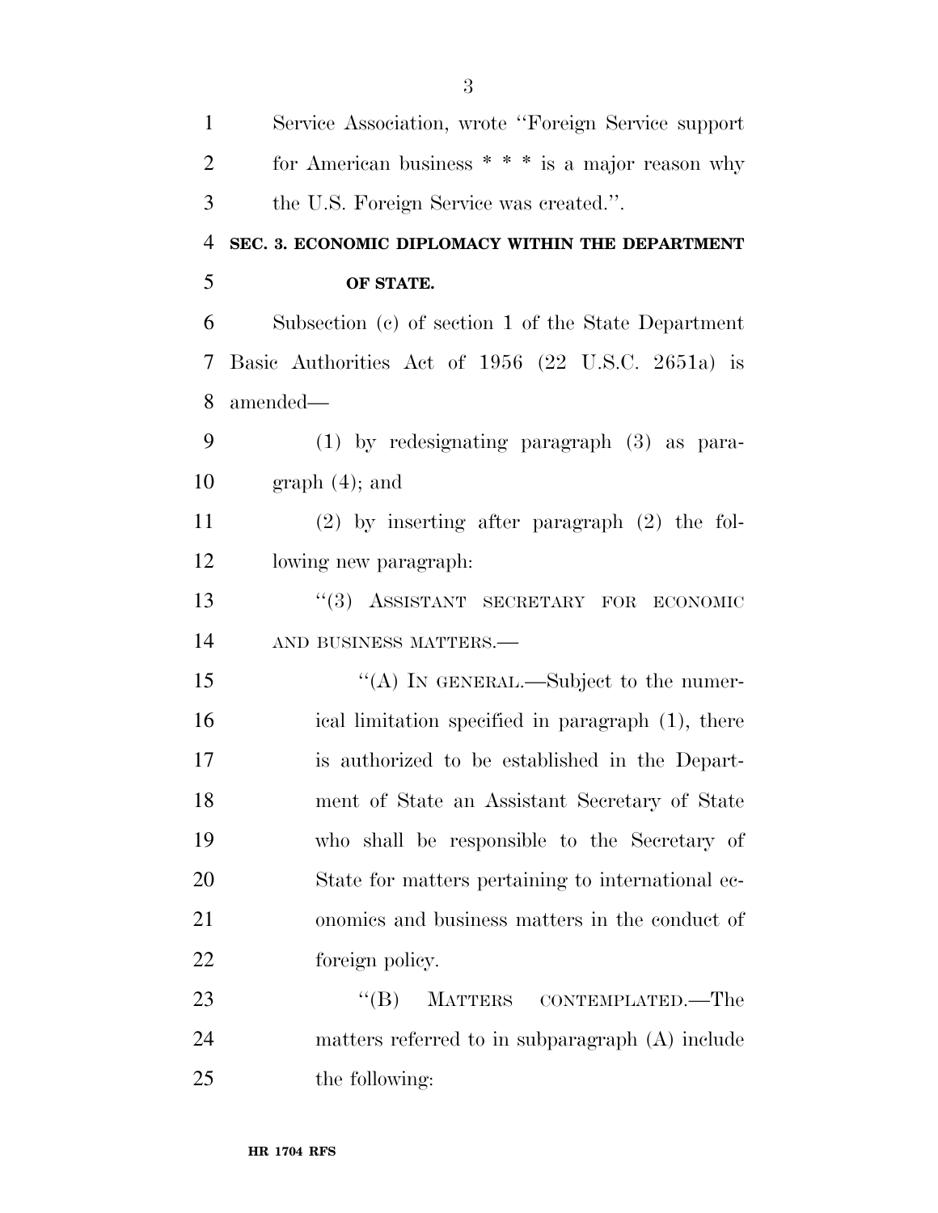Service Association, wrote ''Foreign Service support for American business * * * is a major reason why the U.S. Foreign Service was created.''.

**SEC. 3. ECONOMIC DIPLOMACY WITHIN THE DEPARTMENT OF STATE.**

Subsection (c) of section 1 of the State Department Basic Authorities Act of 1956 (22 U.S.C. 2651a) is amended—

(1) by redesignating paragraph (3) as paragraph (4); and

(2) by inserting after paragraph (2) the following new paragraph:

''(3) ASSISTANT SECRETARY FOR ECONOMIC AND BUSINESS MATTERS.—

''(A) IN GENERAL.—Subject to the numerical limitation specified in paragraph (1), there is authorized to be established in the Department of State an Assistant Secretary of State who shall be responsible to the Secretary of State for matters pertaining to international economics and business matters in the conduct of foreign policy.

''(B) MATTERS CONTEMPLATED.—The matters referred to in subparagraph (A) include the following: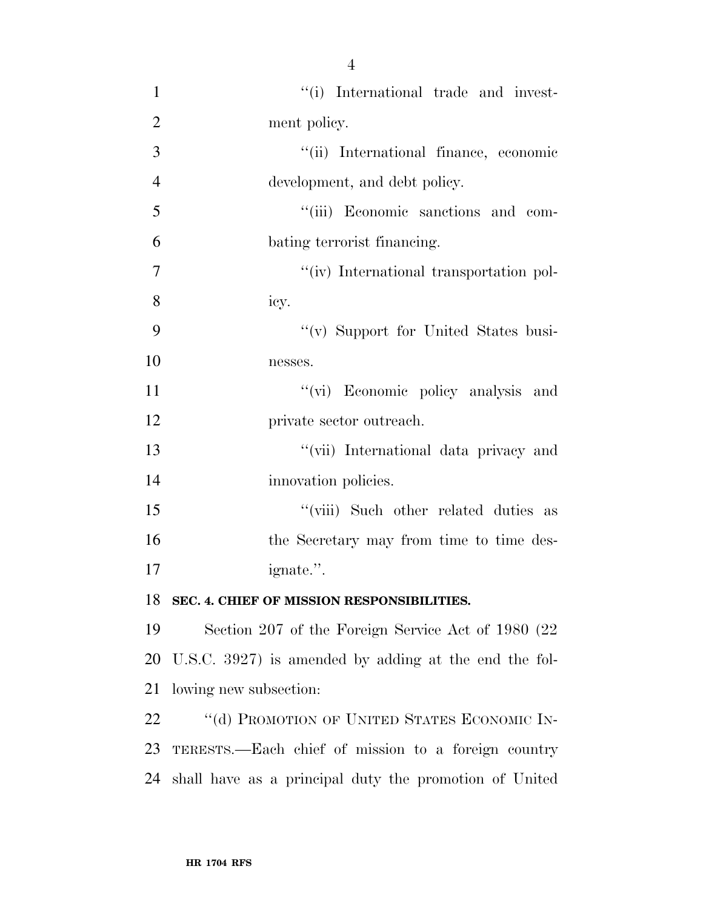''(i) International trade and investment policy.

''(ii) International finance, economic development, and debt policy.

''(iii) Economic sanctions and combating terrorist financing.

''(iv) International transportation policy.

''(v) Support for United States businesses.

''(vi) Economic policy analysis and private sector outreach.

''(vii) International data privacy and innovation policies.

''(viii) Such other related duties as the Secretary may from time to time designate.''.

**SEC. 4. CHIEF OF MISSION RESPONSIBILITIES.**

Section 207 of the Foreign Service Act of 1980 (22 U.S.C. 3927) is amended by adding at the end the following new subsection:

''(d) PROMOTION OF UNITED STATES ECONOMIC INTERESTS.—Each chief of mission to a foreign country shall have as a principal duty the promotion of United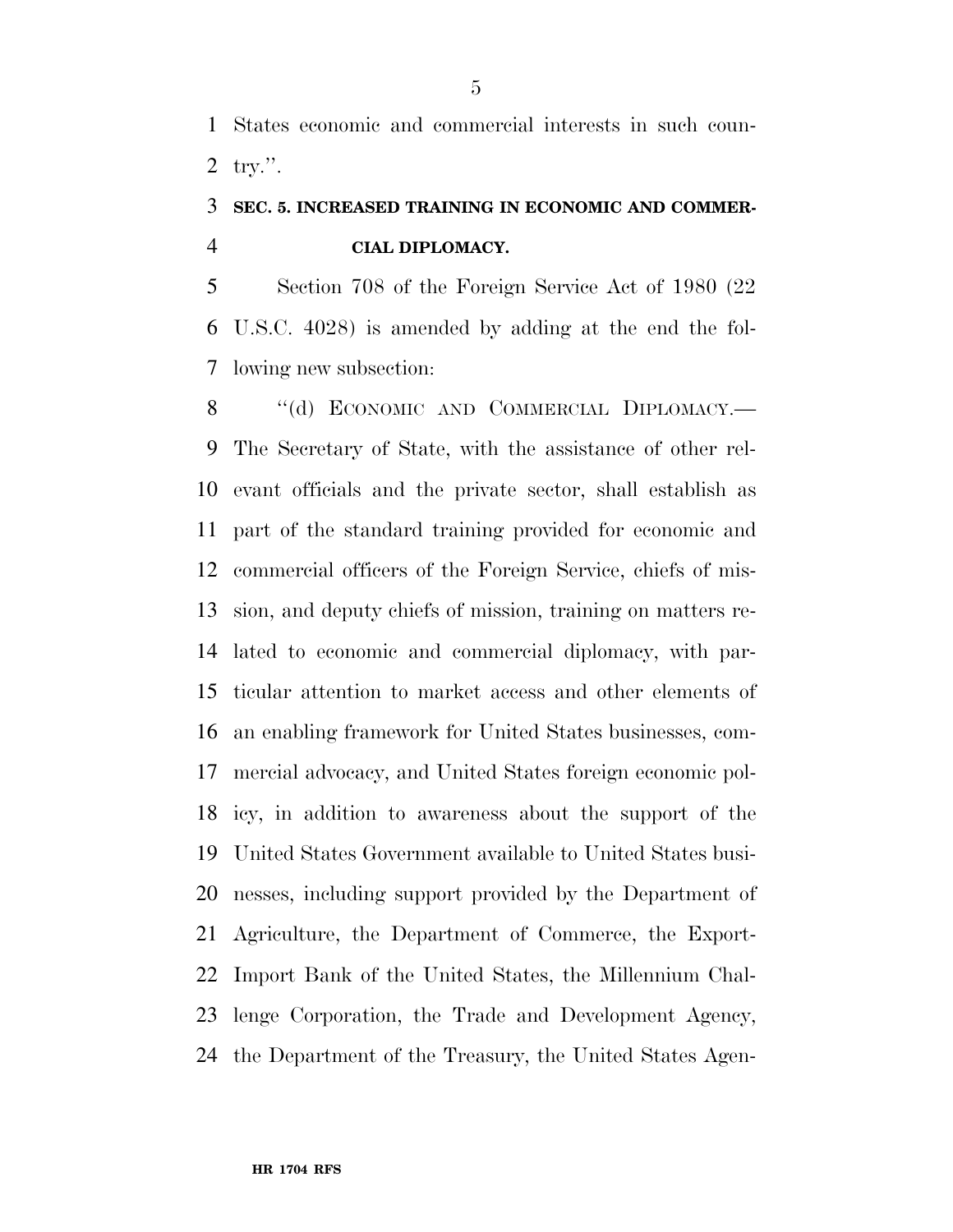States economic and commercial interests in such country.''.

### SEC. 5. INCREASED TRAINING IN ECONOMIC AND COMMERCIAL DIPLOMACY.

Section 708 of the Foreign Service Act of 1980 (22 U.S.C. 4028) is amended by adding at the end the following new subsection:

''(d) ECONOMIC AND COMMERCIAL DIPLOMACY.— The Secretary of State, with the assistance of other relevant officials and the private sector, shall establish as part of the standard training provided for economic and commercial officers of the Foreign Service, chiefs of mission, and deputy chiefs of mission, training on matters related to economic and commercial diplomacy, with particular attention to market access and other elements of an enabling framework for United States businesses, commercial advocacy, and United States foreign economic policy, in addition to awareness about the support of the United States Government available to United States businesses, including support provided by the Department of Agriculture, the Department of Commerce, the Export-Import Bank of the United States, the Millennium Challenge Corporation, the Trade and Development Agency, the Department of the Treasury, the United States Agen-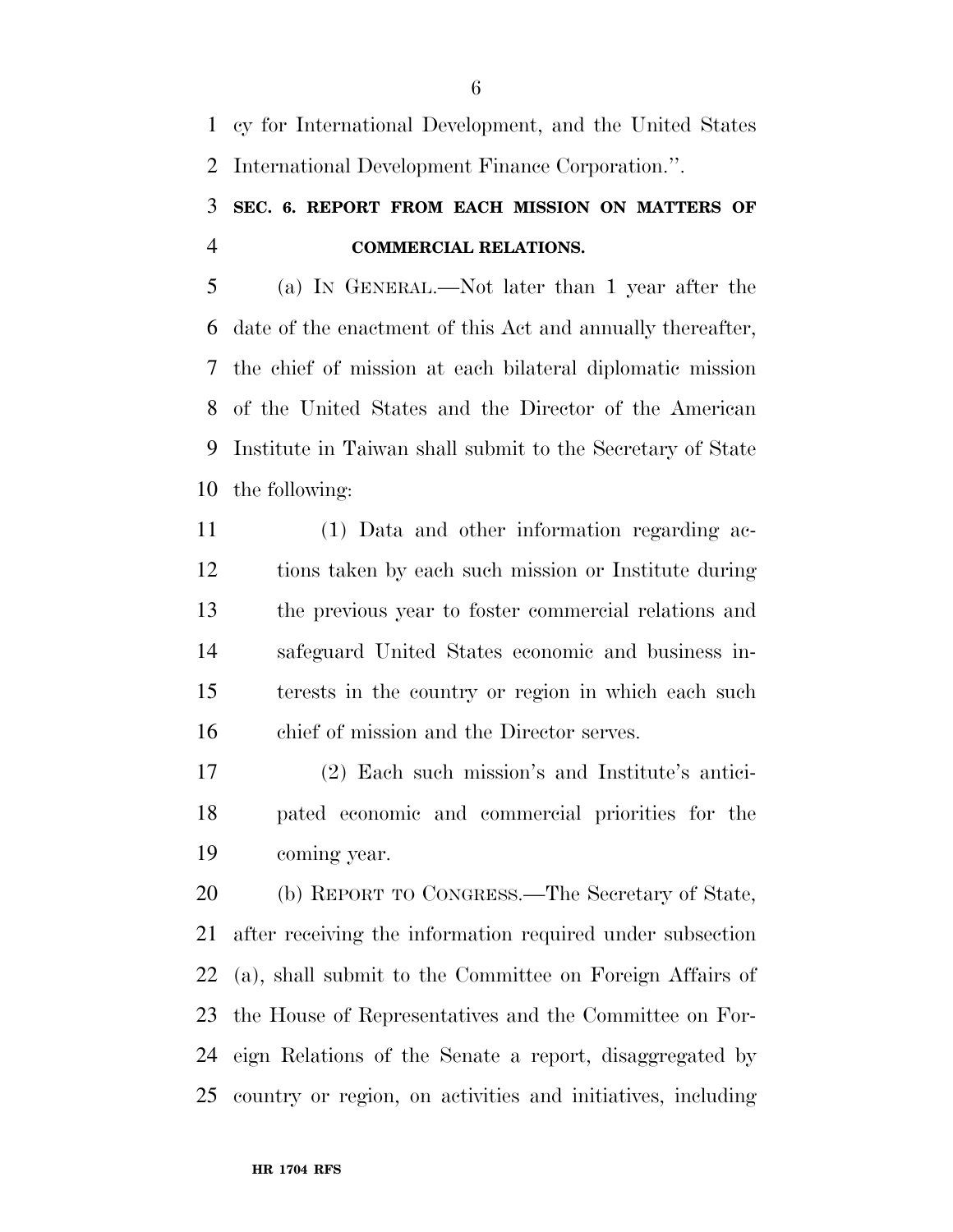cy for International Development, and the United States International Development Finance Corporation.''.

## SEC. 6. REPORT FROM EACH MISSION ON MATTERS OF COMMERCIAL RELATIONS.

(a) IN GENERAL.—Not later than 1 year after the date of the enactment of this Act and annually thereafter, the chief of mission at each bilateral diplomatic mission of the United States and the Director of the American Institute in Taiwan shall submit to the Secretary of State the following:

(1) Data and other information regarding actions taken by each such mission or Institute during the previous year to foster commercial relations and safeguard United States economic and business interests in the country or region in which each such chief of mission and the Director serves.

(2) Each such mission's and Institute's anticipated economic and commercial priorities for the coming year.

(b) REPORT TO CONGRESS.—The Secretary of State, after receiving the information required under subsection (a), shall submit to the Committee on Foreign Affairs of the House of Representatives and the Committee on Foreign Relations of the Senate a report, disaggregated by country or region, on activities and initiatives, including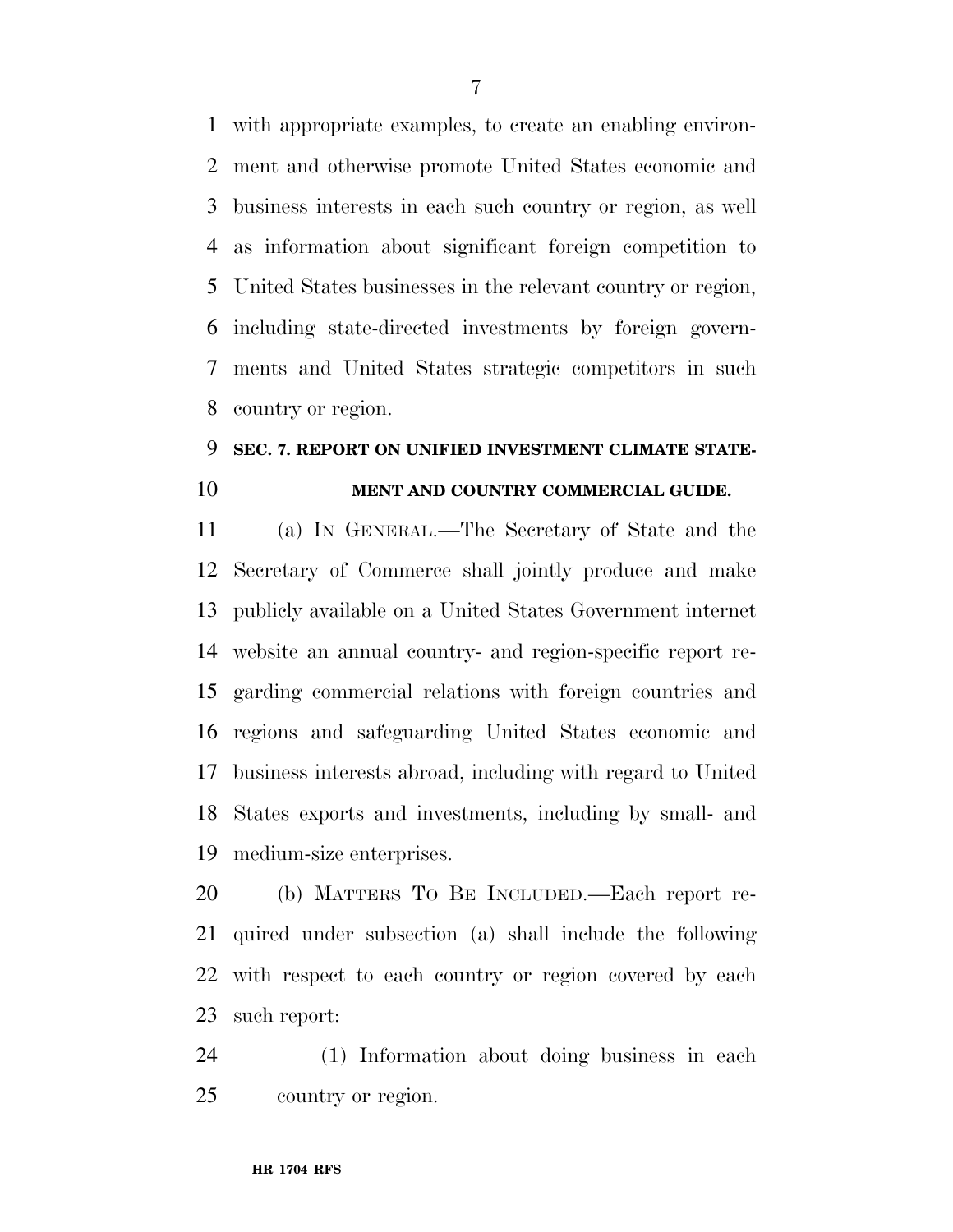with appropriate examples, to create an enabling environment and otherwise promote United States economic and business interests in each such country or region, as well as information about significant foreign competition to United States businesses in the relevant country or region, including state-directed investments by foreign governments and United States strategic competitors in such country or region.

## SEC. 7. REPORT ON UNIFIED INVESTMENT CLIMATE STATEMENT AND COUNTRY COMMERCIAL GUIDE.

(a) IN GENERAL.—The Secretary of State and the Secretary of Commerce shall jointly produce and make publicly available on a United States Government internet website an annual country- and region-specific report regarding commercial relations with foreign countries and regions and safeguarding United States economic and business interests abroad, including with regard to United States exports and investments, including by small- and medium-size enterprises.

(b) MATTERS TO BE INCLUDED.—Each report required under subsection (a) shall include the following with respect to each country or region covered by each such report:

(1) Information about doing business in each country or region.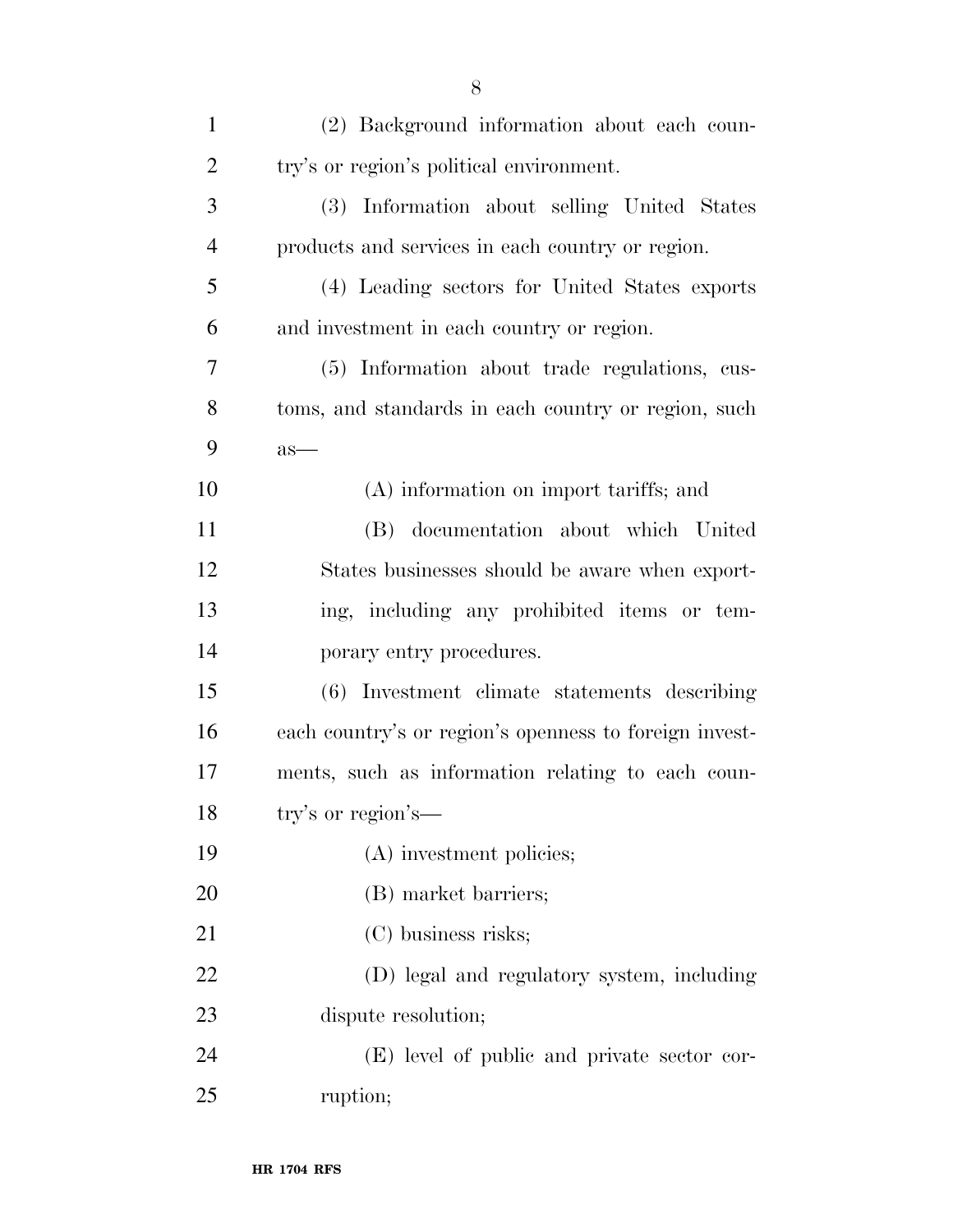(2) Background information about each country's or region's political environment.

(3) Information about selling United States products and services in each country or region.

(4) Leading sectors for United States exports and investment in each country or region.

(5) Information about trade regulations, customs, and standards in each country or region, such as—

(A) information on import tariffs; and

(B) documentation about which United States businesses should be aware when exporting, including any prohibited items or temporary entry procedures.

(6) Investment climate statements describing each country's or region's openness to foreign investments, such as information relating to each country's or region's—

(A) investment policies;

(B) market barriers;

(C) business risks;

(D) legal and regulatory system, including dispute resolution;

(E) level of public and private sector corruption;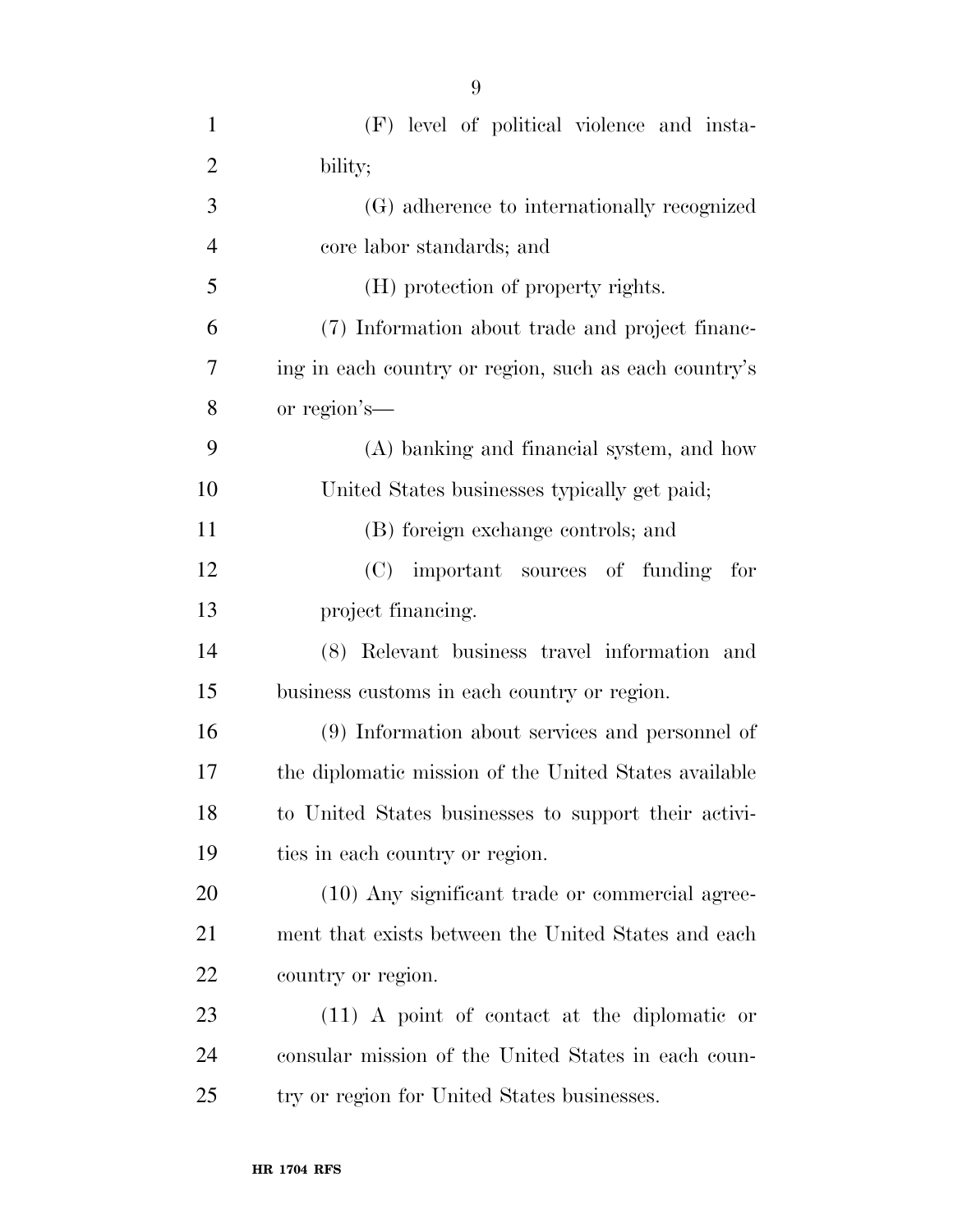(F) level of political violence and instability;

(G) adherence to internationally recognized core labor standards; and

(H) protection of property rights.

(7) Information about trade and project financing in each country or region, such as each country's or region's—

(A) banking and financial system, and how United States businesses typically get paid;

(B) foreign exchange controls; and

(C) important sources of funding for project financing.

(8) Relevant business travel information and business customs in each country or region.

(9) Information about services and personnel of the diplomatic mission of the United States available to United States businesses to support their activities in each country or region.

(10) Any significant trade or commercial agreement that exists between the United States and each country or region.

(11) A point of contact at the diplomatic or consular mission of the United States in each country or region for United States businesses.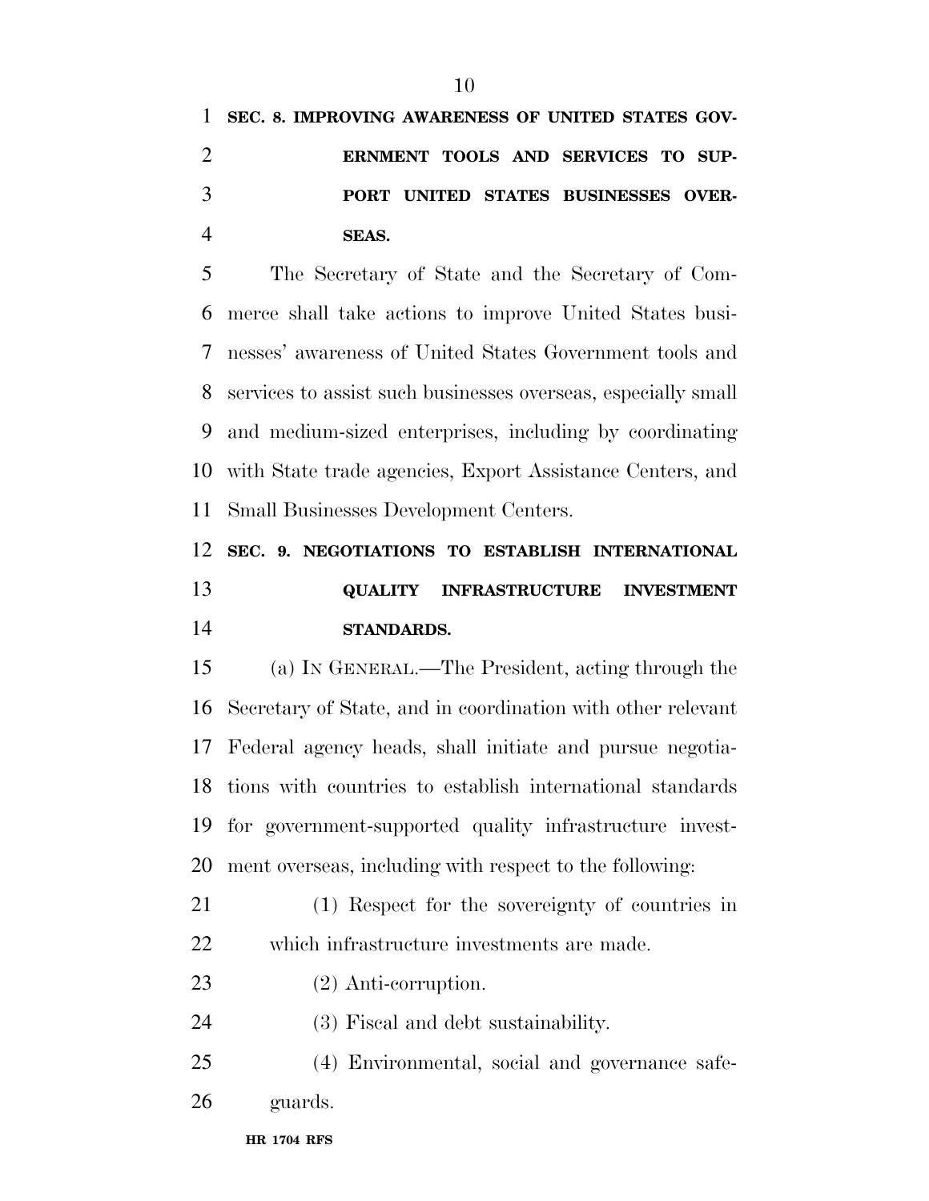**SEC. 8. IMPROVING AWARENESS OF UNITED STATES GOVERNMENT TOOLS AND SERVICES TO SUPPORT UNITED STATES BUSINESSES OVERSEAS.**

The Secretary of State and the Secretary of Commerce shall take actions to improve United States businesses' awareness of United States Government tools and services to assist such businesses overseas, especially small and medium-sized enterprises, including by coordinating with State trade agencies, Export Assistance Centers, and Small Businesses Development Centers.

**SEC. 9. NEGOTIATIONS TO ESTABLISH INTERNATIONAL QUALITY INFRASTRUCTURE INVESTMENT STANDARDS.**

(a) IN GENERAL.—The President, acting through the Secretary of State, and in coordination with other relevant Federal agency heads, shall initiate and pursue negotiations with countries to establish international standards for government-supported quality infrastructure investment overseas, including with respect to the following:

(1) Respect for the sovereignty of countries in which infrastructure investments are made.

(2) Anti-corruption.

(3) Fiscal and debt sustainability.

(4) Environmental, social and governance safeguards.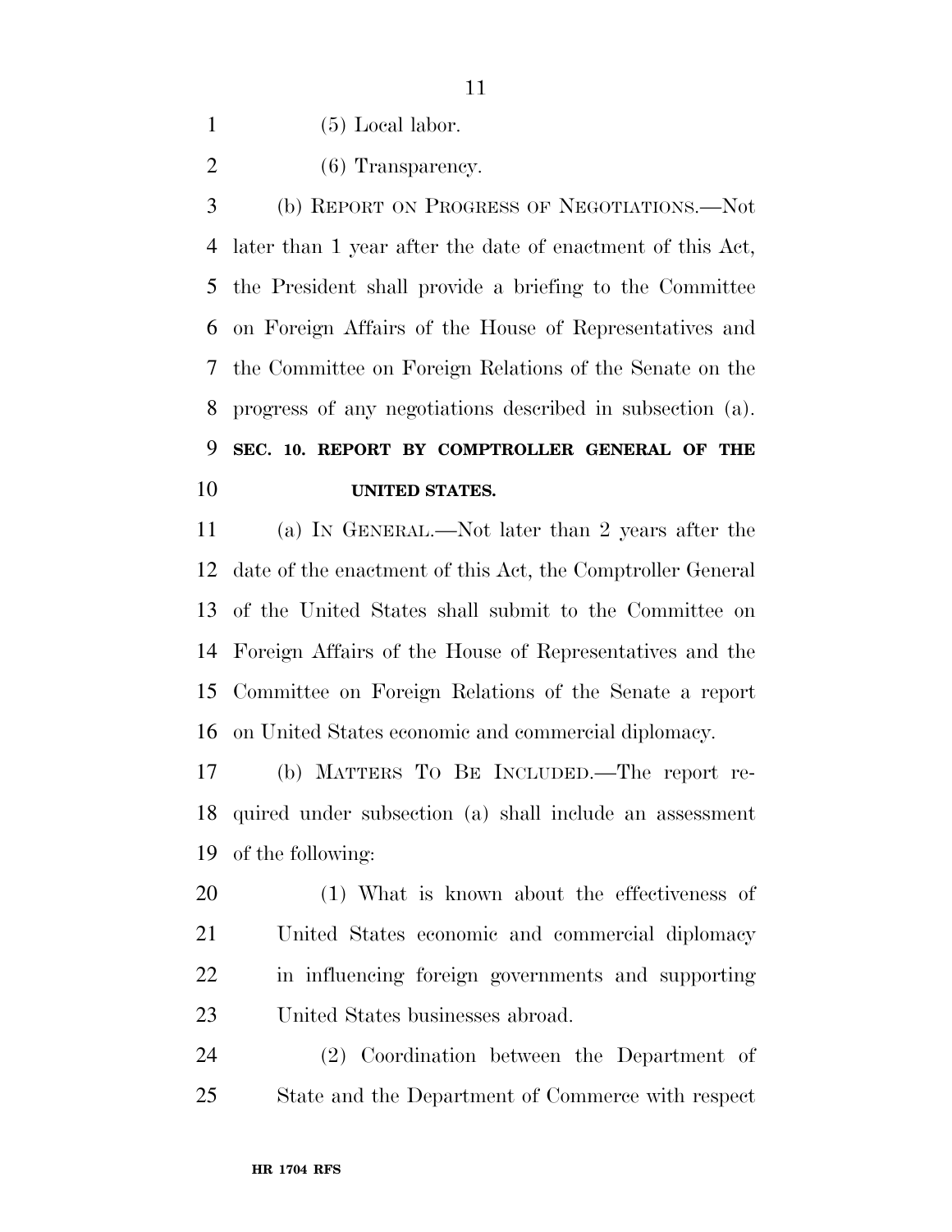(5) Local labor.

(6) Transparency.

(b) REPORT ON PROGRESS OF NEGOTIATIONS.—Not later than 1 year after the date of enactment of this Act, the President shall provide a briefing to the Committee on Foreign Affairs of the House of Representatives and the Committee on Foreign Relations of the Senate on the progress of any negotiations described in subsection (a).

## SEC. 10. REPORT BY COMPTROLLER GENERAL OF THE UNITED STATES.

(a) IN GENERAL.—Not later than 2 years after the date of the enactment of this Act, the Comptroller General of the United States shall submit to the Committee on Foreign Affairs of the House of Representatives and the Committee on Foreign Relations of the Senate a report on United States economic and commercial diplomacy.

(b) MATTERS TO BE INCLUDED.—The report required under subsection (a) shall include an assessment of the following:

(1) What is known about the effectiveness of United States economic and commercial diplomacy in influencing foreign governments and supporting United States businesses abroad.

(2) Coordination between the Department of State and the Department of Commerce with respect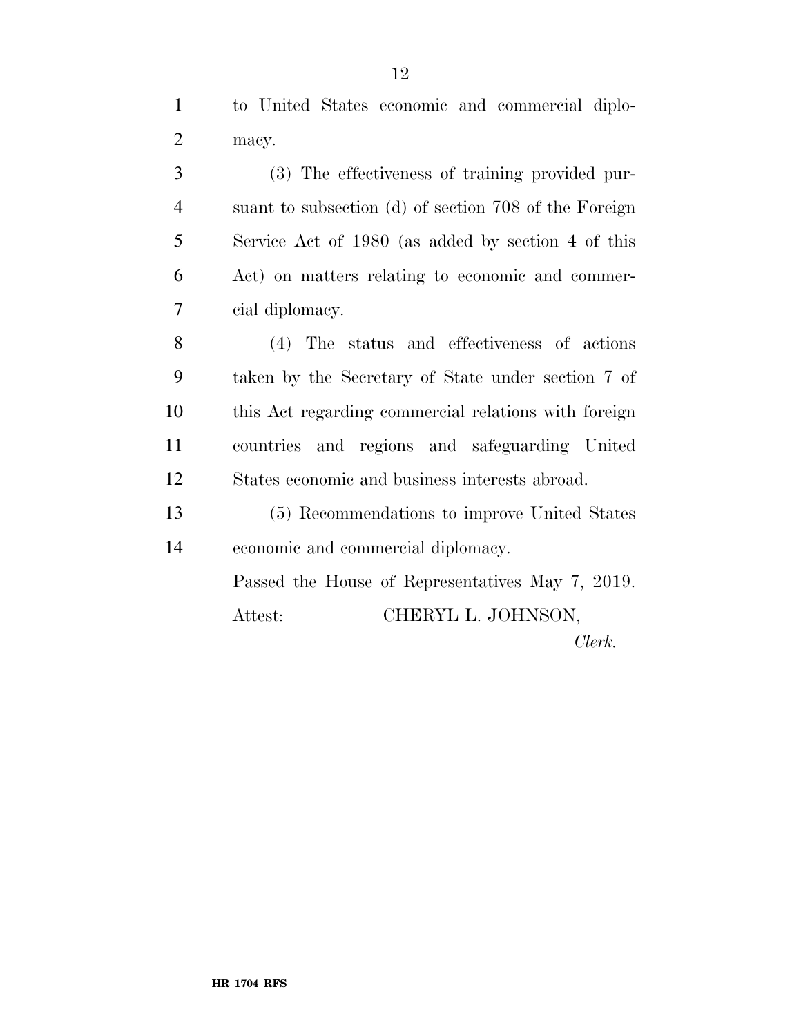to United States economic and commercial diplomacy.

(3) The effectiveness of training provided pursuant to subsection (d) of section 708 of the Foreign Service Act of 1980 (as added by section 4 of this Act) on matters relating to economic and commercial diplomacy.

(4) The status and effectiveness of actions taken by the Secretary of State under section 7 of this Act regarding commercial relations with foreign countries and regions and safeguarding United States economic and business interests abroad.

(5) Recommendations to improve United States economic and commercial diplomacy.

Passed the House of Representatives May 7, 2019.

Attest: CHERYL L. JOHNSON,

*Clerk.*